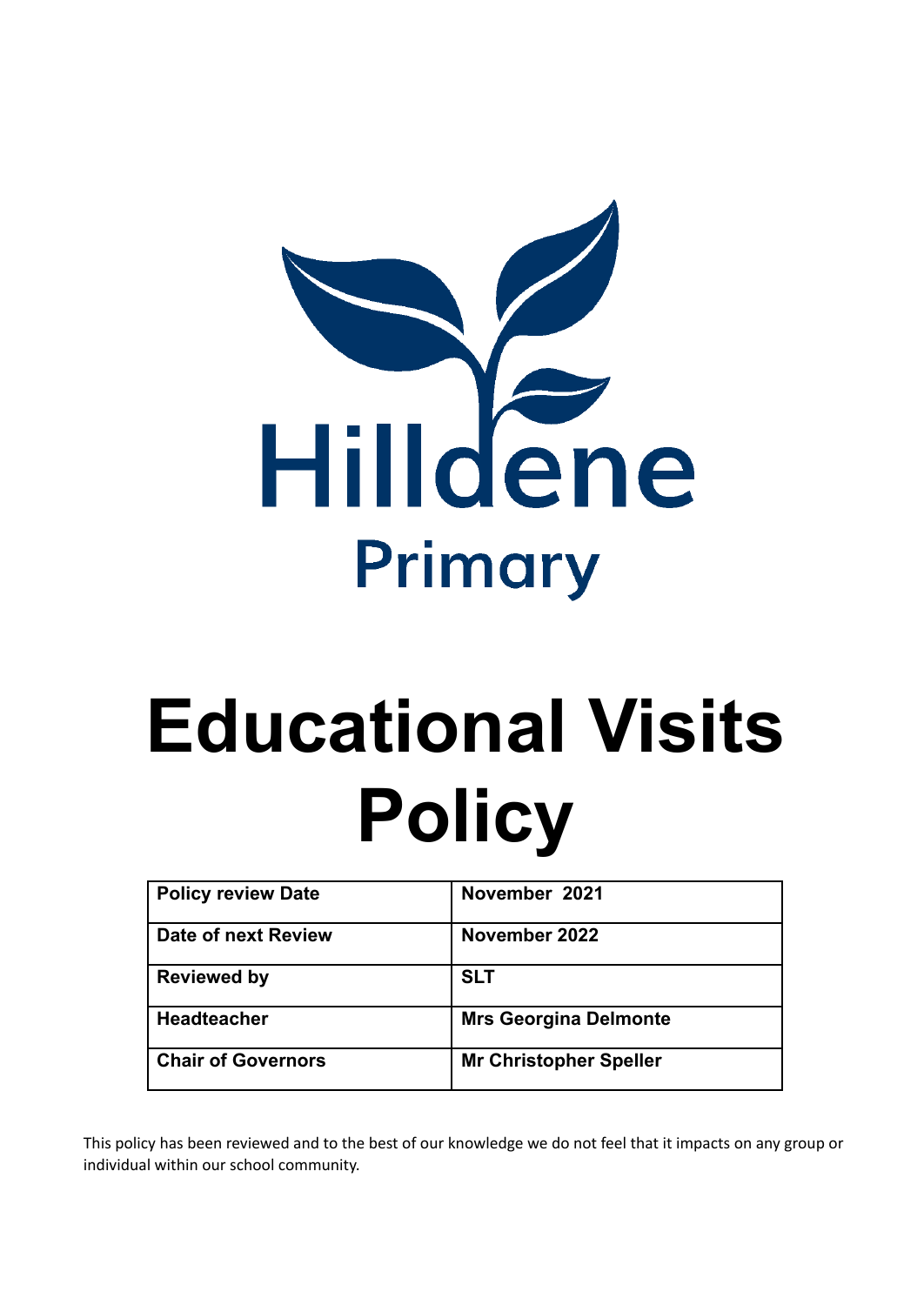Hilldene

Primary

# Educational Visits Policy

| | |
|---|---|
| **Policy review Date** | **November 2021** |
| **Date of next Review** | **November 2022** |
| **Reviewed by** | **SLT** |
| **Headteacher** | **Mrs Georgina Delmonte** |
| **Chair of Governors** | **Mr Christopher Speller** |

This policy has been reviewed and to the best of our knowledge we do not feel that it impacts on any group or individual within our school community.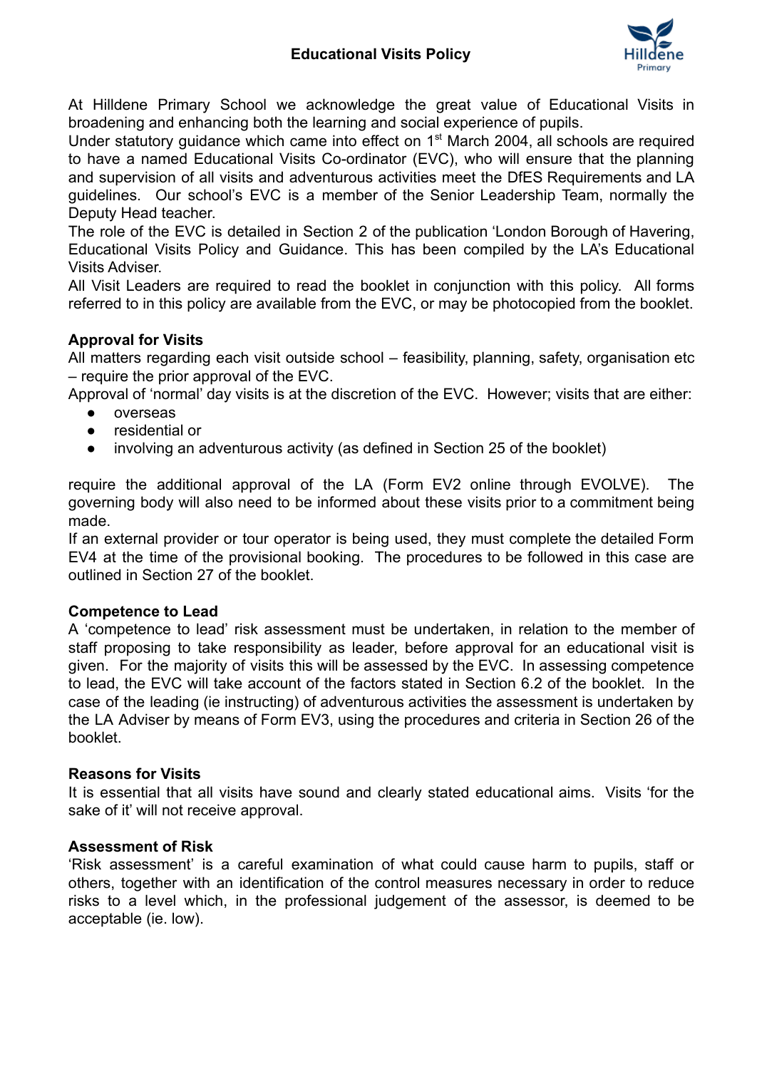**Educational Visits Policy**

At Hilldene Primary School we acknowledge the great value of Educational Visits in broadening and enhancing both the learning and social experience of pupils.
Under statutory guidance which came into effect on 1st March 2004, all schools are required to have a named Educational Visits Co-ordinator (EVC), who will ensure that the planning and supervision of all visits and adventurous activities meet the DfES Requirements and LA guidelines. Our school's EVC is a member of the Senior Leadership Team, normally the Deputy Head teacher.
The role of the EVC is detailed in Section 2 of the publication 'London Borough of Havering, Educational Visits Policy and Guidance. This has been compiled by the LA's Educational Visits Adviser.
All Visit Leaders are required to read the booklet in conjunction with this policy. All forms referred to in this policy are available from the EVC, or may be photocopied from the booklet.

**Approval for Visits**
All matters regarding each visit outside school – feasibility, planning, safety, organisation etc – require the prior approval of the EVC.
Approval of 'normal' day visits is at the discretion of the EVC. However; visits that are either:

- overseas
- residential or
- involving an adventurous activity (as defined in Section 25 of the booklet)

require the additional approval of the LA (Form EV2 online through EVOLVE). The governing body will also need to be informed about these visits prior to a commitment being made.
If an external provider or tour operator is being used, they must complete the detailed Form EV4 at the time of the provisional booking. The procedures to be followed in this case are outlined in Section 27 of the booklet.

**Competence to Lead**
A 'competence to lead' risk assessment must be undertaken, in relation to the member of staff proposing to take responsibility as leader, before approval for an educational visit is given. For the majority of visits this will be assessed by the EVC. In assessing competence to lead, the EVC will take account of the factors stated in Section 6.2 of the booklet. In the case of the leading (ie instructing) of adventurous activities the assessment is undertaken by the LA Adviser by means of Form EV3, using the procedures and criteria in Section 26 of the booklet.

**Reasons for Visits**
It is essential that all visits have sound and clearly stated educational aims. Visits 'for the sake of it' will not receive approval.

**Assessment of Risk**
'Risk assessment' is a careful examination of what could cause harm to pupils, staff or others, together with an identification of the control measures necessary in order to reduce risks to a level which, in the professional judgement of the assessor, is deemed to be acceptable (ie. low).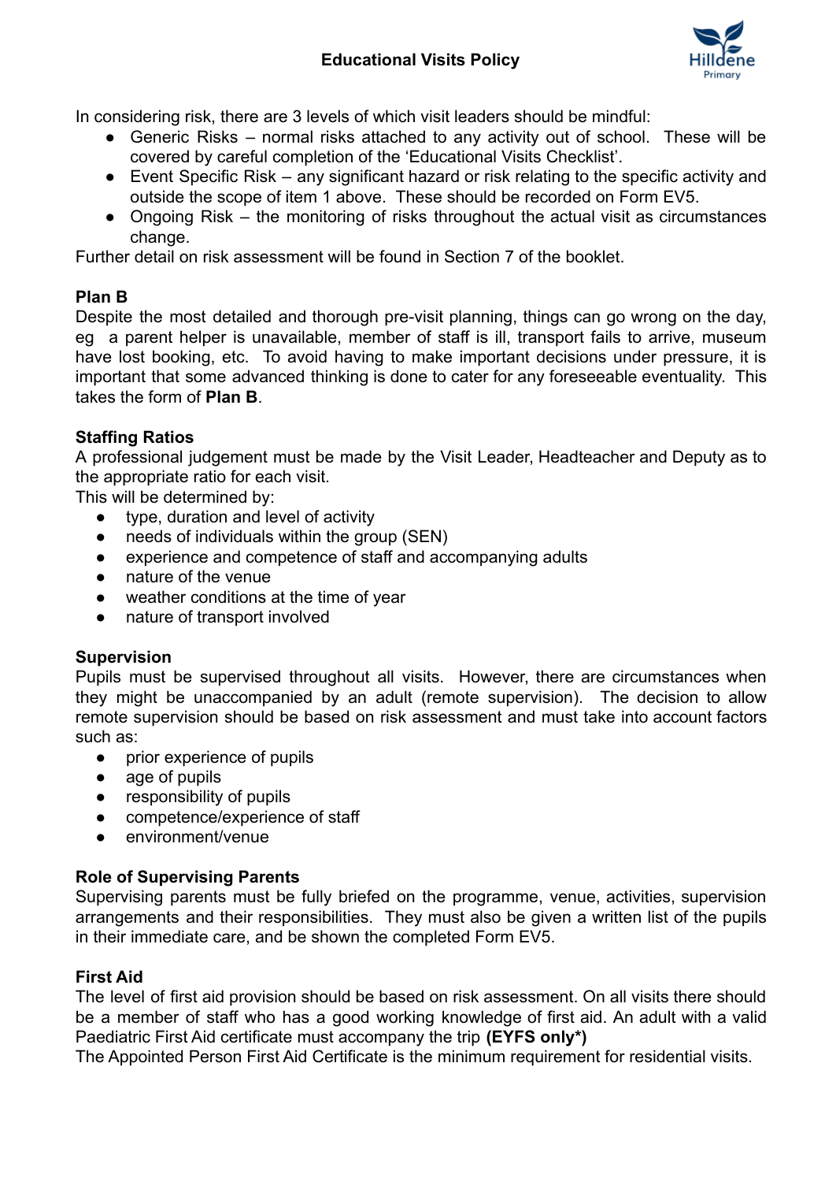In considering risk, there are 3 levels of which visit leaders should be mindful:

- Generic Risks – normal risks attached to any activity out of school. These will be covered by careful completion of the 'Educational Visits Checklist'.
- Event Specific Risk – any significant hazard or risk relating to the specific activity and outside the scope of item 1 above. These should be recorded on Form EV5.
- Ongoing Risk – the monitoring of risks throughout the actual visit as circumstances change.

Further detail on risk assessment will be found in Section 7 of the booklet.

**Plan B**

Despite the most detailed and thorough pre-visit planning, things can go wrong on the day, eg a parent helper is unavailable, member of staff is ill, transport fails to arrive, museum have lost booking, etc. To avoid having to make important decisions under pressure, it is important that some advanced thinking is done to cater for any foreseeable eventuality. This takes the form of **Plan B**.

**Staffing Ratios**

A professional judgement must be made by the Visit Leader, Headteacher and Deputy as to the appropriate ratio for each visit.

This will be determined by:

- type, duration and level of activity
- needs of individuals within the group (SEN)
- experience and competence of staff and accompanying adults
- nature of the venue
- weather conditions at the time of year
- nature of transport involved

**Supervision**

Pupils must be supervised throughout all visits. However, there are circumstances when they might be unaccompanied by an adult (remote supervision). The decision to allow remote supervision should be based on risk assessment and must take into account factors such as:

- prior experience of pupils
- age of pupils
- responsibility of pupils
- competence/experience of staff
- environment/venue

**Role of Supervising Parents**

Supervising parents must be fully briefed on the programme, venue, activities, supervision arrangements and their responsibilities. They must also be given a written list of the pupils in their immediate care, and be shown the completed Form EV5.

**First Aid**

The level of first aid provision should be based on risk assessment. On all visits there should be a member of staff who has a good working knowledge of first aid. An adult with a valid Paediatric First Aid certificate must accompany the trip **(EYFS only*)**

The Appointed Person First Aid Certificate is the minimum requirement for residential visits.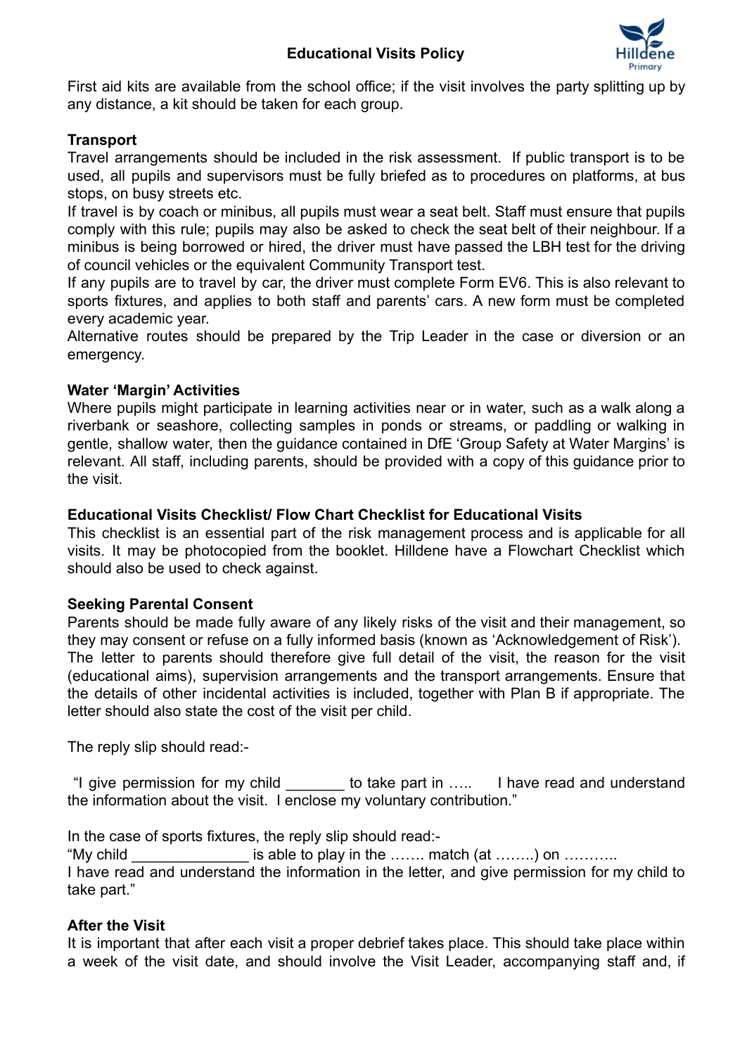First aid kits are available from the school office; if the visit involves the party splitting up by any distance, a kit should be taken for each group.

**Transport**

Travel arrangements should be included in the risk assessment. If public transport is to be used, all pupils and supervisors must be fully briefed as to procedures on platforms, at bus stops, on busy streets etc.

If travel is by coach or minibus, all pupils must wear a seat belt. Staff must ensure that pupils comply with this rule; pupils may also be asked to check the seat belt of their neighbour. If a minibus is being borrowed or hired, the driver must have passed the LBH test for the driving of council vehicles or the equivalent Community Transport test.

If any pupils are to travel by car, the driver must complete Form EV6. This is also relevant to sports fixtures, and applies to both staff and parents' cars. A new form must be completed every academic year.

Alternative routes should be prepared by the Trip Leader in the case or diversion or an emergency.

**Water 'Margin' Activities**

Where pupils might participate in learning activities near or in water, such as a walk along a riverbank or seashore, collecting samples in ponds or streams, or paddling or walking in gentle, shallow water, then the guidance contained in DfE 'Group Safety at Water Margins' is relevant. All staff, including parents, should be provided with a copy of this guidance prior to the visit.

**Educational Visits Checklist/ Flow Chart Checklist for Educational Visits**

This checklist is an essential part of the risk management process and is applicable for all visits. It may be photocopied from the booklet. Hilldene have a Flowchart Checklist which should also be used to check against.

**Seeking Parental Consent**

Parents should be made fully aware of any likely risks of the visit and their management, so they may consent or refuse on a fully informed basis (known as 'Acknowledgement of Risk').

The letter to parents should therefore give full detail of the visit, the reason for the visit (educational aims), supervision arrangements and the transport arrangements. Ensure that the details of other incidental activities is included, together with Plan B if appropriate. The letter should also state the cost of the visit per child.

The reply slip should read:-

"I give permission for my child _______ to take part in ….. I have read and understand the information about the visit. I enclose my voluntary contribution."

In the case of sports fixtures, the reply slip should read:-

"My child ______________ is able to play in the ……. match (at ……..) on ………..

I have read and understand the information in the letter, and give permission for my child to take part."

**After the Visit**

It is important that after each visit a proper debrief takes place. This should take place within a week of the visit date, and should involve the Visit Leader, accompanying staff and, if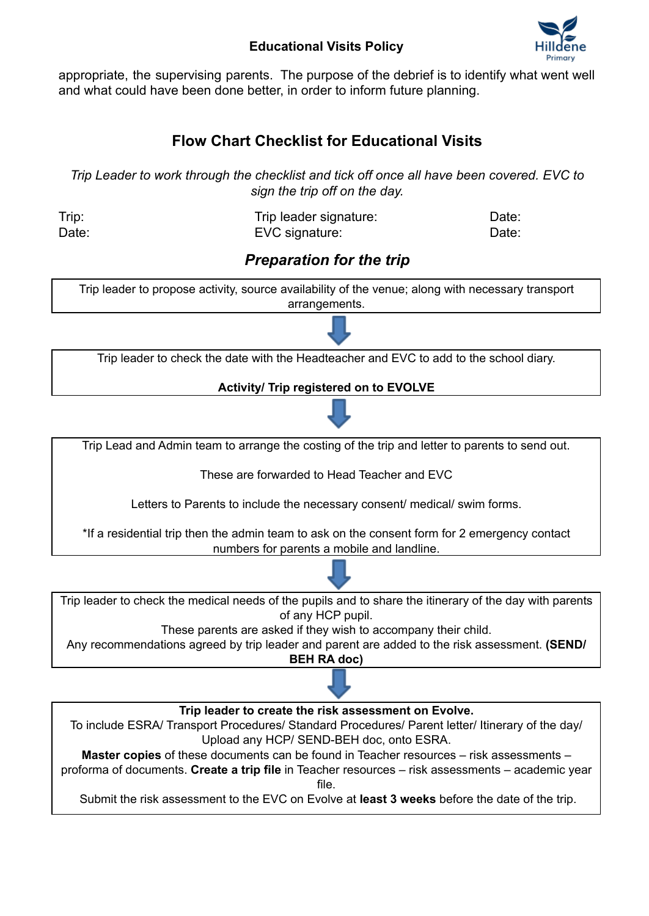appropriate, the supervising parents. The purpose of the debrief is to identify what went well and what could have been done better, in order to inform future planning.

## Flow Chart Checklist for Educational Visits

*Trip Leader to work through the checklist and tick off once all have been covered. EVC to sign the trip off on the day.*

| | | |
|---|---|---|
| Trip: | Trip leader signature: | Date: |
| Date: | EVC signature: | Date: |

### *Preparation for the trip*

Trip leader to propose activity, source availability of the venue; along with necessary transport arrangements.

↓

Trip leader to check the date with the Headteacher and EVC to add to the school diary.

**Activity/ Trip registered on to EVOLVE**

↓

Trip Lead and Admin team to arrange the costing of the trip and letter to parents to send out.

These are forwarded to Head Teacher and EVC

Letters to Parents to include the necessary consent/ medical/ swim forms.

*If a residential trip then the admin team to ask on the consent form for 2 emergency contact numbers for parents a mobile and landline.

↓

Trip leader to check the medical needs of the pupils and to share the itinerary of the day with parents of any HCP pupil.
These parents are asked if they wish to accompany their child.
Any recommendations agreed by trip leader and parent are added to the risk assessment. **(SEND/ BEH RA doc)**

↓

**Trip leader to create the risk assessment on Evolve.**
To include ESRA/ Transport Procedures/ Standard Procedures/ Parent letter/ Itinerary of the day/ Upload any HCP/ SEND-BEH doc, onto ESRA.
**Master copies** of these documents can be found in Teacher resources – risk assessments – proforma of documents. **Create a trip file** in Teacher resources – risk assessments – academic year file.
Submit the risk assessment to the EVC on Evolve at **least 3 weeks** before the date of the trip.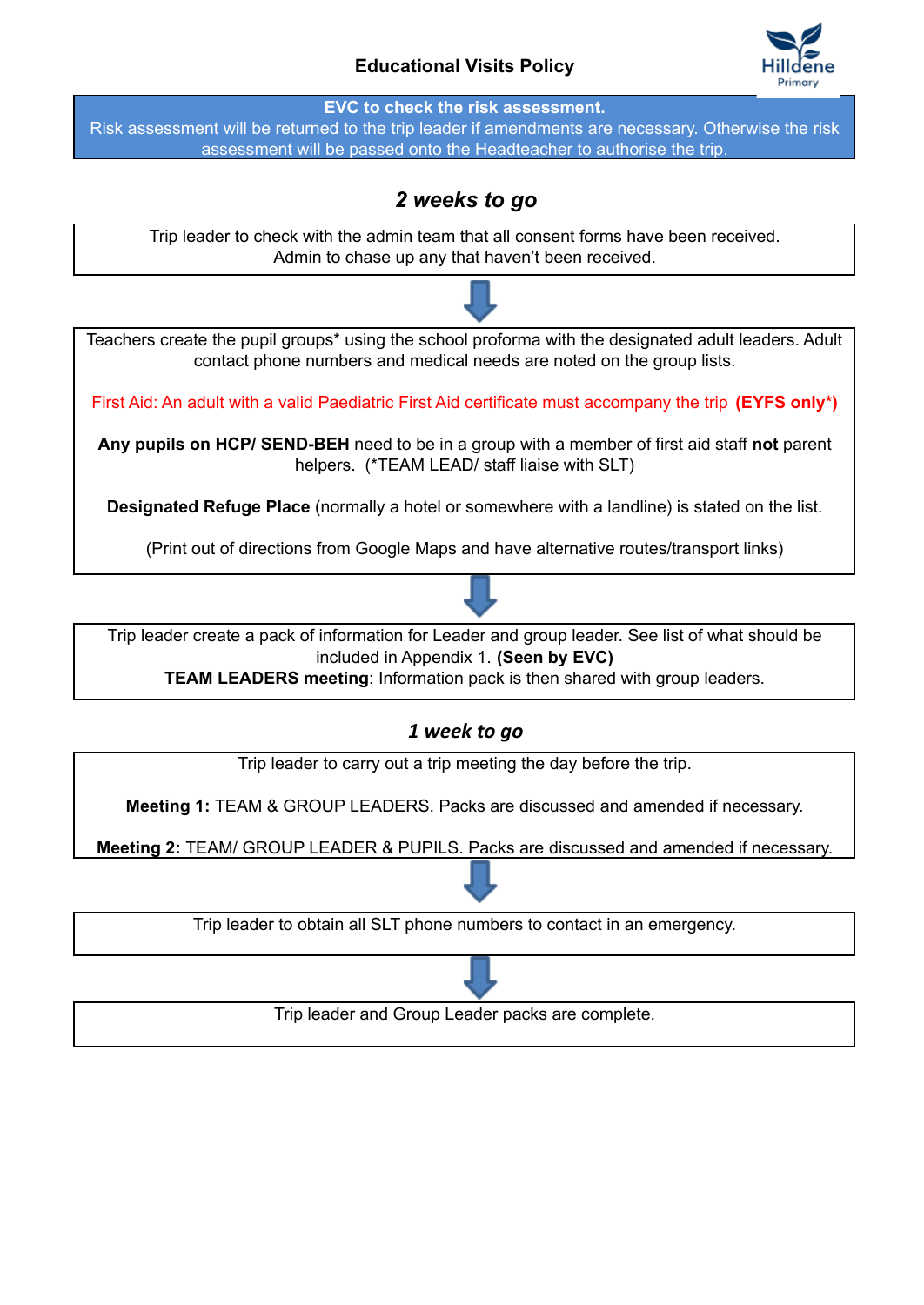**EVC to check the risk assessment.**
Risk assessment will be returned to the trip leader if amendments are necessary. Otherwise the risk assessment will be passed onto the Headteacher to authorise the trip.

## *2 weeks to go*

Trip leader to check with the admin team that all consent forms have been received.
Admin to chase up any that haven't been received.

Teachers create the pupil groups* using the school proforma with the designated adult leaders. Adult contact phone numbers and medical needs are noted on the group lists.

First Aid: An adult with a valid Paediatric First Aid certificate must accompany the trip **(EYFS only*)**

**Any pupils on HCP/ SEND-BEH** need to be in a group with a member of first aid staff **not** parent helpers. (*TEAM LEAD/ staff liaise with SLT)

**Designated Refuge Place** (normally a hotel or somewhere with a landline) is stated on the list.

(Print out of directions from Google Maps and have alternative routes/transport links)

Trip leader create a pack of information for Leader and group leader. See list of what should be included in Appendix 1. **(Seen by EVC)**
**TEAM LEADERS meeting**: Information pack is then shared with group leaders.

## *1 week to go*

Trip leader to carry out a trip meeting the day before the trip.

**Meeting 1:** TEAM & GROUP LEADERS. Packs are discussed and amended if necessary.

**Meeting 2:** TEAM/ GROUP LEADER & PUPILS. Packs are discussed and amended if necessary.

Trip leader to obtain all SLT phone numbers to contact in an emergency.

Trip leader and Group Leader packs are complete.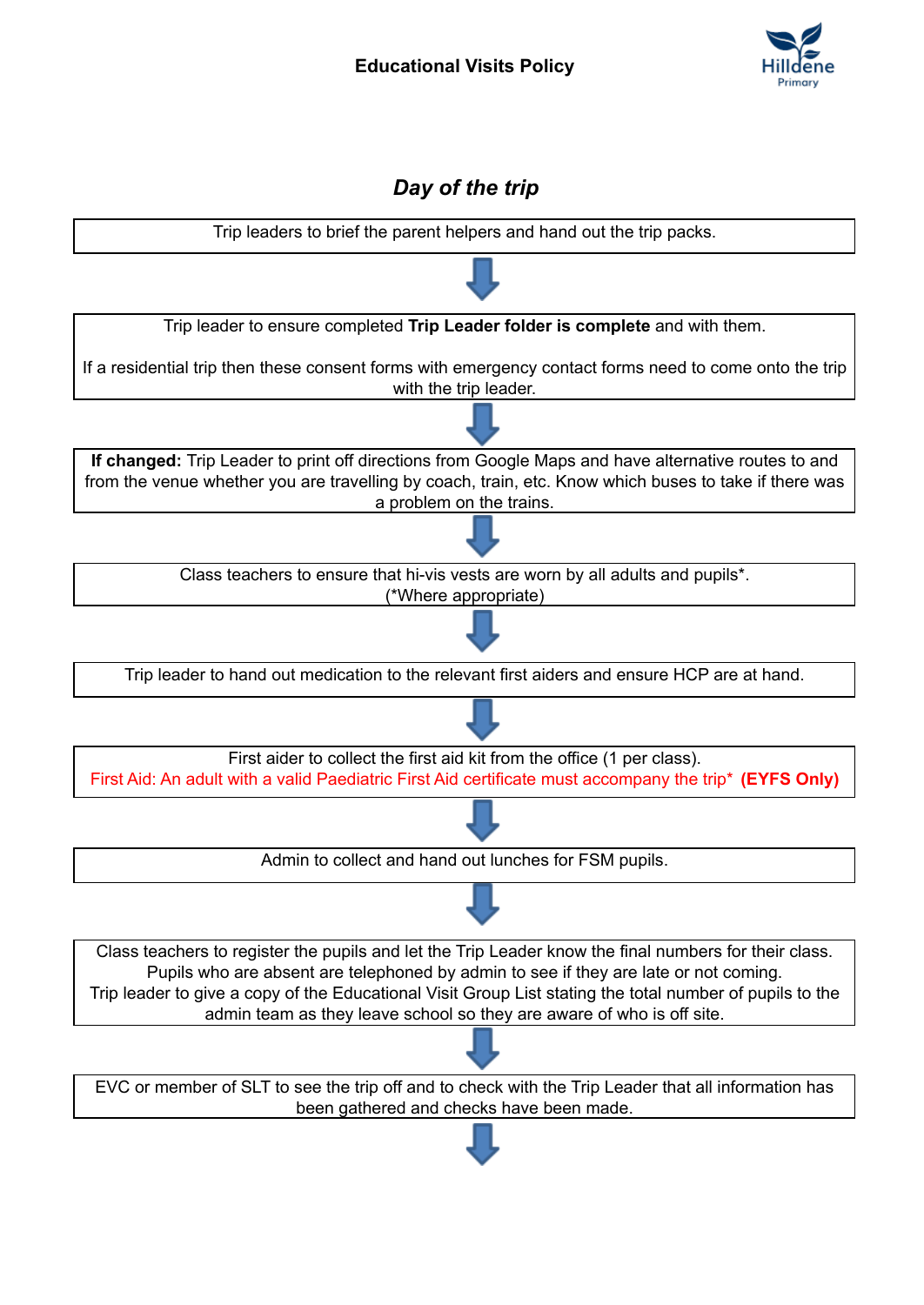## *Day of the trip*

Trip leaders to brief the parent helpers and hand out the trip packs.

↓

Trip leader to ensure completed **Trip Leader folder is complete** and with them.

If a residential trip then these consent forms with emergency contact forms need to come onto the trip with the trip leader.

↓

**If changed:** Trip Leader to print off directions from Google Maps and have alternative routes to and from the venue whether you are travelling by coach, train, etc. Know which buses to take if there was a problem on the trains.

↓

Class teachers to ensure that hi-vis vests are worn by all adults and pupils*.
(*Where appropriate)

↓

Trip leader to hand out medication to the relevant first aiders and ensure HCP are at hand.

↓

First aider to collect the first aid kit from the office (1 per class).
First Aid: An adult with a valid Paediatric First Aid certificate must accompany the trip* **(EYFS Only)**

↓

Admin to collect and hand out lunches for FSM pupils.

↓

Class teachers to register the pupils and let the Trip Leader know the final numbers for their class.
Pupils who are absent are telephoned by admin to see if they are late or not coming.
Trip leader to give a copy of the Educational Visit Group List stating the total number of pupils to the admin team as they leave school so they are aware of who is off site.

↓

EVC or member of SLT to see the trip off and to check with the Trip Leader that all information has been gathered and checks have been made.

↓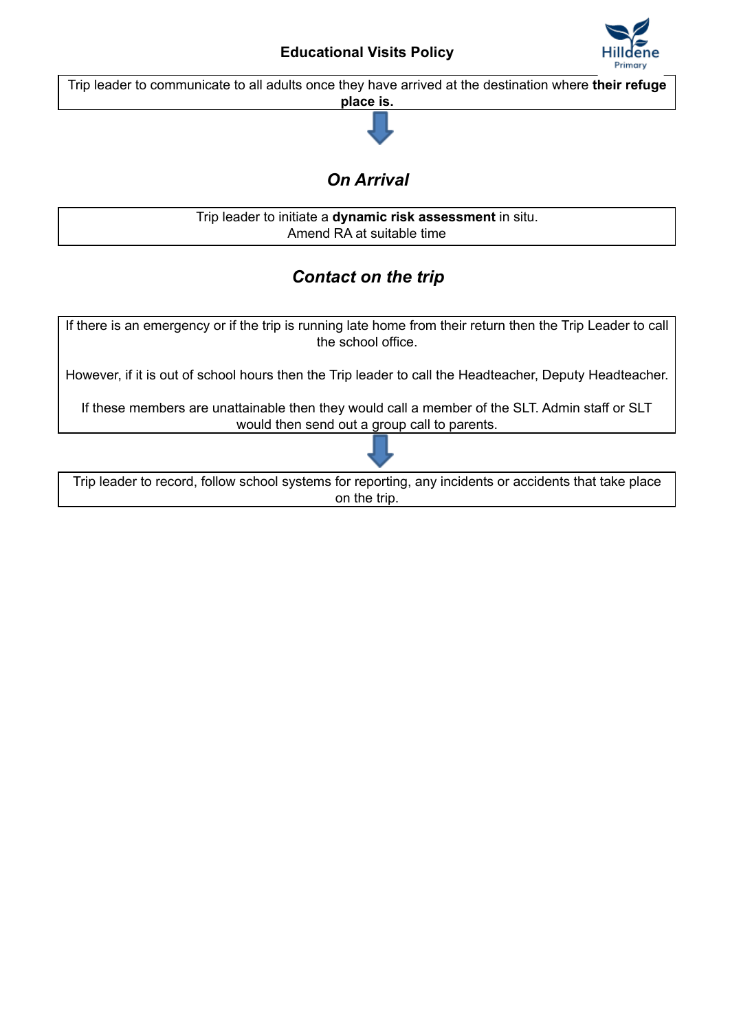Trip leader to communicate to all adults once they have arrived at the destination where **their refuge place is.**

### *On Arrival*

Trip leader to initiate a **dynamic risk assessment** in situ.
Amend RA at suitable time

### *Contact on the trip*

If there is an emergency or if the trip is running late home from their return then the Trip Leader to call the school office.

However, if it is out of school hours then the Trip leader to call the Headteacher, Deputy Headteacher.

If these members are unattainable then they would call a member of the SLT. Admin staff or SLT would then send out a group call to parents.

Trip leader to record, follow school systems for reporting, any incidents or accidents that take place on the trip.